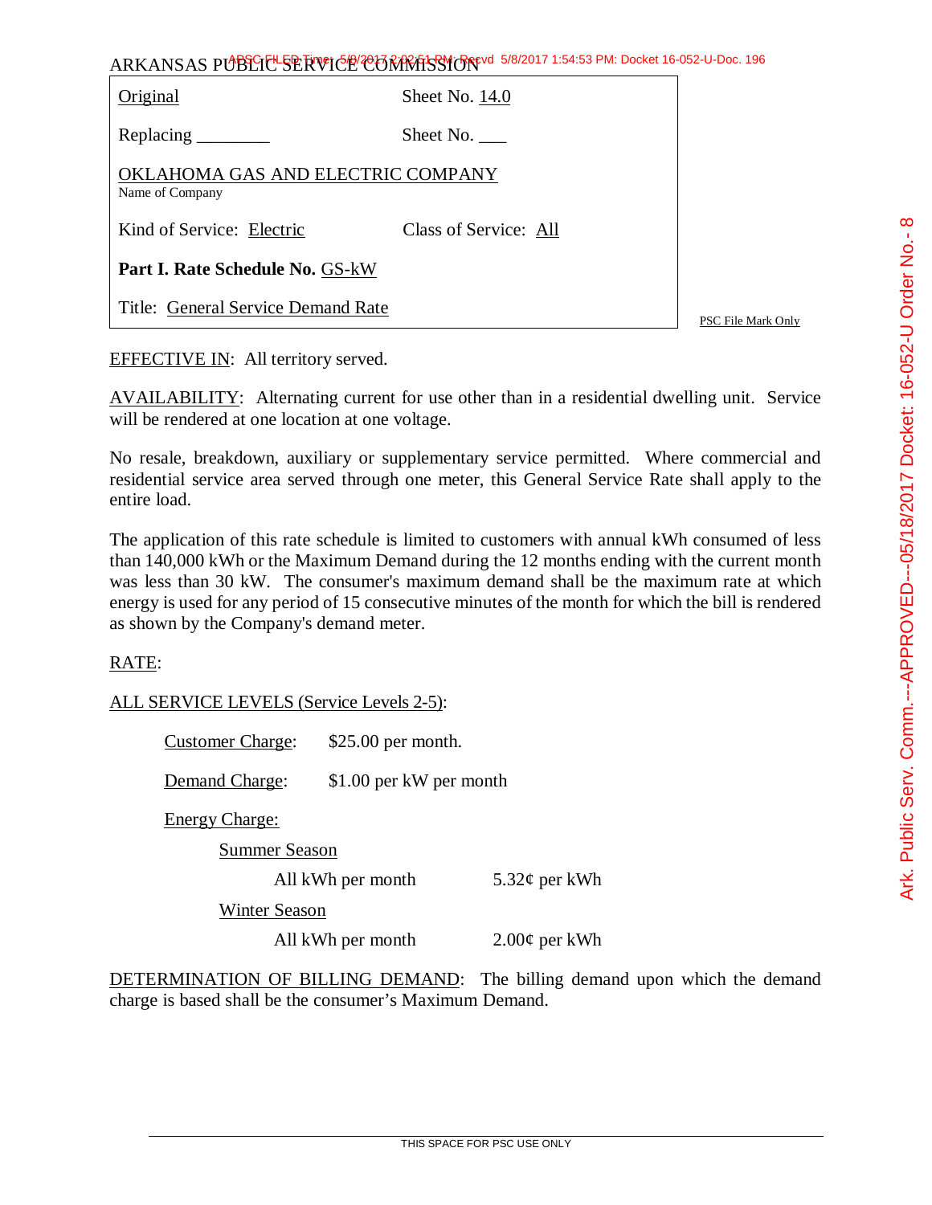ARKANSAS PUBLIC SERVICE COMMISSION

| | |
|---|---|
| Original | Sheet No. 14.0 |
| Replacing ________ | Sheet No. ___ |
| OKLAHOMA GAS AND ELECTRIC COMPANY<br>Name of Company | |
| Kind of Service: Electric | Class of Service: All |
| **Part I. Rate Schedule No.** GS-kW | |
| Title: General Service Demand Rate | |

PSC File Mark Only

EFFECTIVE IN: All territory served.

AVAILABILITY: Alternating current for use other than in a residential dwelling unit. Service will be rendered at one location at one voltage.

No resale, breakdown, auxiliary or supplementary service permitted. Where commercial and residential service area served through one meter, this General Service Rate shall apply to the entire load.

The application of this rate schedule is limited to customers with annual kWh consumed of less than 140,000 kWh or the Maximum Demand during the 12 months ending with the current month was less than 30 kW. The consumer's maximum demand shall be the maximum rate at which energy is used for any period of 15 consecutive minutes of the month for which the bill is rendered as shown by the Company's demand meter.

RATE:

ALL SERVICE LEVELS (Service Levels 2-5):

Customer Charge: $25.00 per month.

Demand Charge: $1.00 per kW per month

Energy Charge:

Summer Season

| | |
|---|---|
| All kWh per month | 5.32¢ per kWh |

Winter Season

| | |
|---|---|
| All kWh per month | 2.00¢ per kWh |

DETERMINATION OF BILLING DEMAND: The billing demand upon which the demand charge is based shall be the consumer's Maximum Demand.

THIS SPACE FOR PSC USE ONLY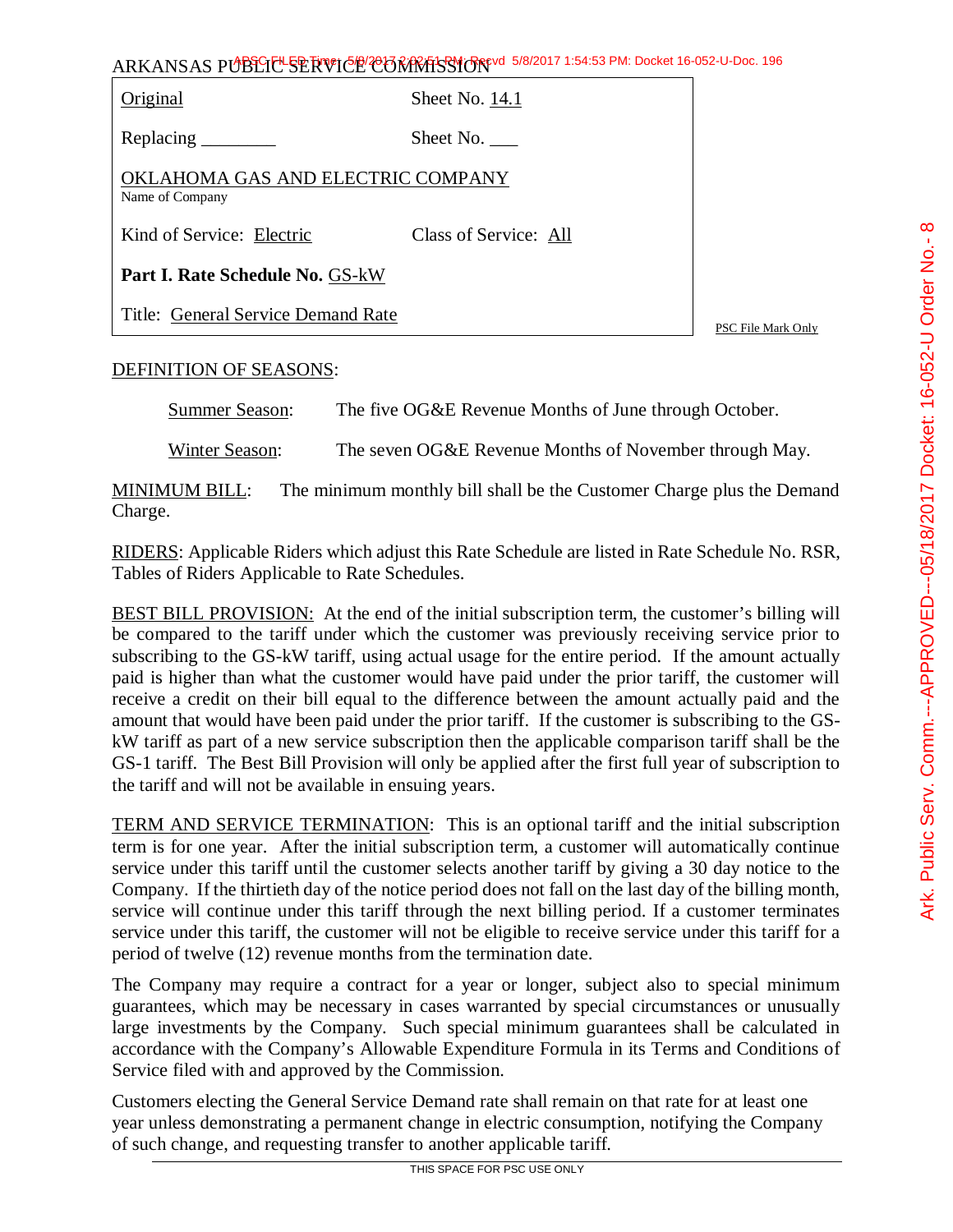ARKANSAS PUBLIC SERVICE COMMISSION

| | |
|---|---|
| Original | Sheet No. 14.1 |
| Replacing ________ | Sheet No. ___ |
| OKLAHOMA GAS AND ELECTRIC COMPANY<br>Name of Company | |
| Kind of Service: Electric | Class of Service: All |
| **Part I. Rate Schedule No.** GS-kW | |
| Title: General Service Demand Rate | |

PSC File Mark Only

DEFINITION OF SEASONS:

Summer Season: The five OG&E Revenue Months of June through October.

Winter Season: The seven OG&E Revenue Months of November through May.

MINIMUM BILL: The minimum monthly bill shall be the Customer Charge plus the Demand Charge.

RIDERS: Applicable Riders which adjust this Rate Schedule are listed in Rate Schedule No. RSR, Tables of Riders Applicable to Rate Schedules.

BEST BILL PROVISION: At the end of the initial subscription term, the customer's billing will be compared to the tariff under which the customer was previously receiving service prior to subscribing to the GS-kW tariff, using actual usage for the entire period. If the amount actually paid is higher than what the customer would have paid under the prior tariff, the customer will receive a credit on their bill equal to the difference between the amount actually paid and the amount that would have been paid under the prior tariff. If the customer is subscribing to the GS-kW tariff as part of a new service subscription then the applicable comparison tariff shall be the GS-1 tariff. The Best Bill Provision will only be applied after the first full year of subscription to the tariff and will not be available in ensuing years.

TERM AND SERVICE TERMINATION: This is an optional tariff and the initial subscription term is for one year. After the initial subscription term, a customer will automatically continue service under this tariff until the customer selects another tariff by giving a 30 day notice to the Company. If the thirtieth day of the notice period does not fall on the last day of the billing month, service will continue under this tariff through the next billing period. If a customer terminates service under this tariff, the customer will not be eligible to receive service under this tariff for a period of twelve (12) revenue months from the termination date.

The Company may require a contract for a year or longer, subject also to special minimum guarantees, which may be necessary in cases warranted by special circumstances or unusually large investments by the Company. Such special minimum guarantees shall be calculated in accordance with the Company's Allowable Expenditure Formula in its Terms and Conditions of Service filed with and approved by the Commission.

Customers electing the General Service Demand rate shall remain on that rate for at least one year unless demonstrating a permanent change in electric consumption, notifying the Company of such change, and requesting transfer to another applicable tariff.

THIS SPACE FOR PSC USE ONLY